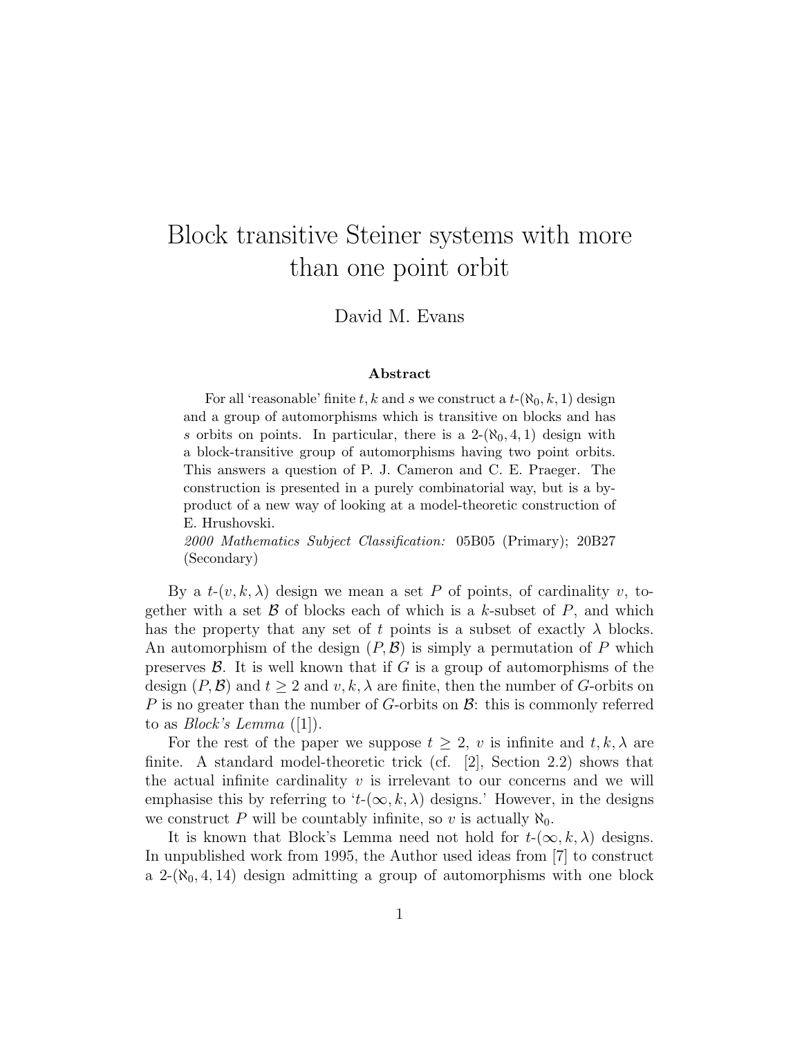# Block transitive Steiner systems with more than one point orbit

David M. Evans

**Abstract**

For all 'reasonable' finite $t, k$ and $s$ we construct a $t$-$(\aleph_0, k, 1)$ design and a group of automorphisms which is transitive on blocks and has $s$ orbits on points. In particular, there is a 2-$(\aleph_0, 4, 1)$ design with a block-transitive group of automorphisms having two point orbits. This answers a question of P. J. Cameron and C. E. Praeger. The construction is presented in a purely combinatorial way, but is a by-product of a new way of looking at a model-theoretic construction of E. Hrushovski.

*2000 Mathematics Subject Classification:* 05B05 (Primary); 20B27 (Secondary)

By a $t$-$(v, k, \lambda)$ design we mean a set $P$ of points, of cardinality $v$, together with a set $\mathcal{B}$ of blocks each of which is a $k$-subset of $P$, and which has the property that any set of $t$ points is a subset of exactly $\lambda$ blocks. An automorphism of the design $(P, \mathcal{B})$ is simply a permutation of $P$ which preserves $\mathcal{B}$. It is well known that if $G$ is a group of automorphisms of the design $(P, \mathcal{B})$ and $t \geq 2$ and $v, k, \lambda$ are finite, then the number of $G$-orbits on $P$ is no greater than the number of $G$-orbits on $\mathcal{B}$: this is commonly referred to as *Block's Lemma* ([1]).

For the rest of the paper we suppose $t \geq 2$, $v$ is infinite and $t, k, \lambda$ are finite. A standard model-theoretic trick (cf. [2], Section 2.2) shows that the actual infinite cardinality $v$ is irrelevant to our concerns and we will emphasise this by referring to '$t$-$(\infty, k, \lambda)$ designs.' However, in the designs we construct $P$ will be countably infinite, so $v$ is actually $\aleph_0$.

It is known that Block's Lemma need not hold for $t$-$(\infty, k, \lambda)$ designs. In unpublished work from 1995, the Author used ideas from [7] to construct a 2-$(\aleph_0, 4, 14)$ design admitting a group of automorphisms with one block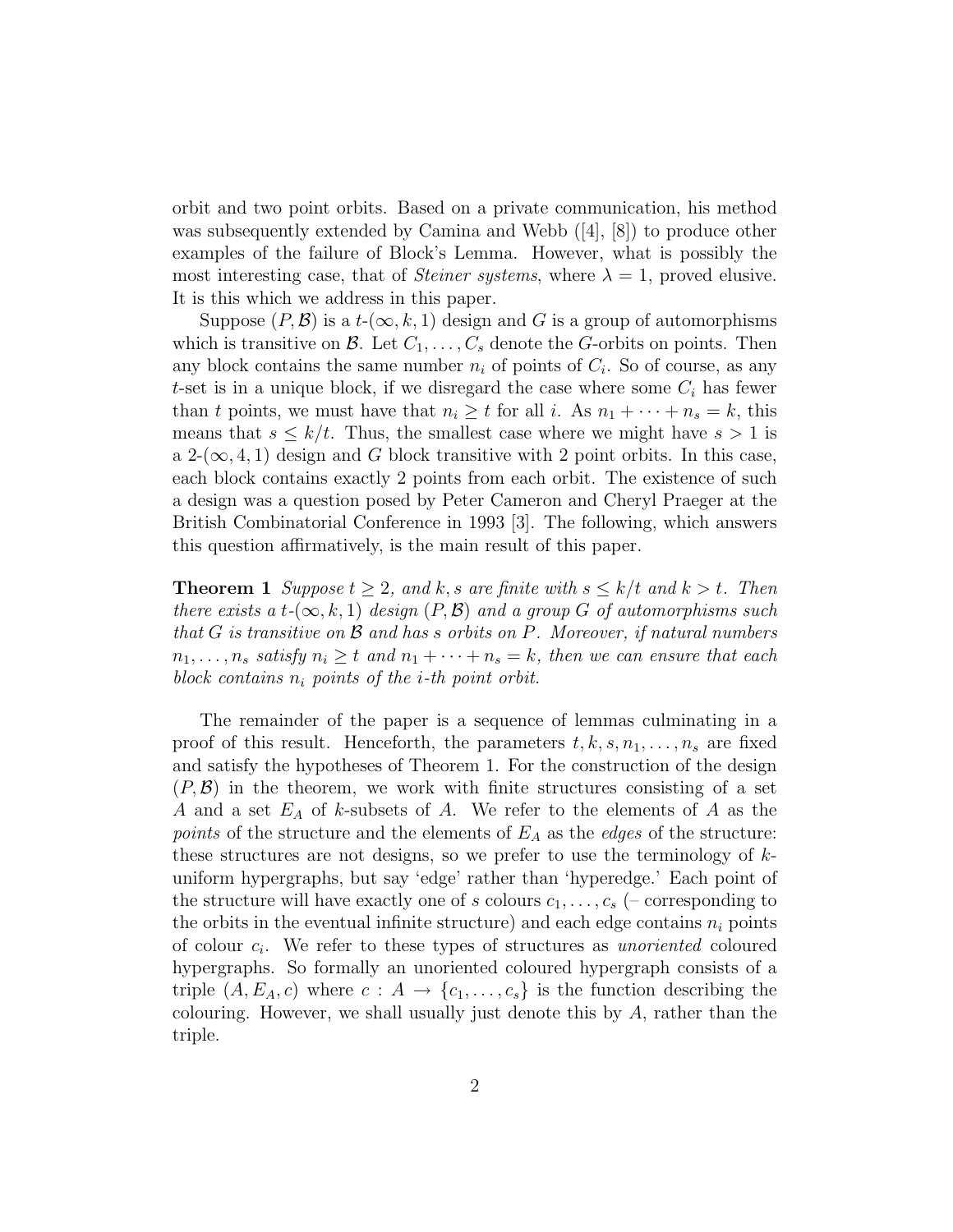orbit and two point orbits. Based on a private communication, his method was subsequently extended by Camina and Webb ([4], [8]) to produce other examples of the failure of Block's Lemma. However, what is possibly the most interesting case, that of *Steiner systems*, where $\lambda = 1$, proved elusive. It is this which we address in this paper.

Suppose $(P, \mathcal{B})$ is a $t$-$(\infty, k, 1)$ design and $G$ is a group of automorphisms which is transitive on $\mathcal{B}$. Let $C_1, \ldots, C_s$ denote the $G$-orbits on points. Then any block contains the same number $n_i$ of points of $C_i$. So of course, as any $t$-set is in a unique block, if we disregard the case where some $C_i$ has fewer than $t$ points, we must have that $n_i \geq t$ for all $i$. As $n_1 + \cdots + n_s = k$, this means that $s \leq k/t$. Thus, the smallest case where we might have $s > 1$ is a 2-$(\infty, 4, 1)$ design and $G$ block transitive with 2 point orbits. In this case, each block contains exactly 2 points from each orbit. The existence of such a design was a question posed by Peter Cameron and Cheryl Praeger at the British Combinatorial Conference in 1993 [3]. The following, which answers this question affirmatively, is the main result of this paper.

**Theorem 1** *Suppose $t \geq 2$, and $k, s$ are finite with $s \leq k/t$ and $k > t$. Then there exists a $t$-$(\infty, k, 1)$ design $(P, \mathcal{B})$ and a group $G$ of automorphisms such that $G$ is transitive on $\mathcal{B}$ and has $s$ orbits on $P$. Moreover, if natural numbers $n_1, \ldots, n_s$ satisfy $n_i \geq t$ and $n_1 + \cdots + n_s = k$, then we can ensure that each block contains $n_i$ points of the $i$-th point orbit.*

The remainder of the paper is a sequence of lemmas culminating in a proof of this result. Henceforth, the parameters $t, k, s, n_1, \ldots, n_s$ are fixed and satisfy the hypotheses of Theorem 1. For the construction of the design $(P, \mathcal{B})$ in the theorem, we work with finite structures consisting of a set $A$ and a set $E_A$ of $k$-subsets of $A$. We refer to the elements of $A$ as the *points* of the structure and the elements of $E_A$ as the *edges* of the structure: these structures are not designs, so we prefer to use the terminology of $k$-uniform hypergraphs, but say 'edge' rather than 'hyperedge.' Each point of the structure will have exactly one of $s$ colours $c_1, \ldots, c_s$ (– corresponding to the orbits in the eventual infinite structure) and each edge contains $n_i$ points of colour $c_i$. We refer to these types of structures as *unoriented* coloured hypergraphs. So formally an unoriented coloured hypergraph consists of a triple $(A, E_A, c)$ where $c : A \to \{c_1, \ldots, c_s\}$ is the function describing the colouring. However, we shall usually just denote this by $A$, rather than the triple.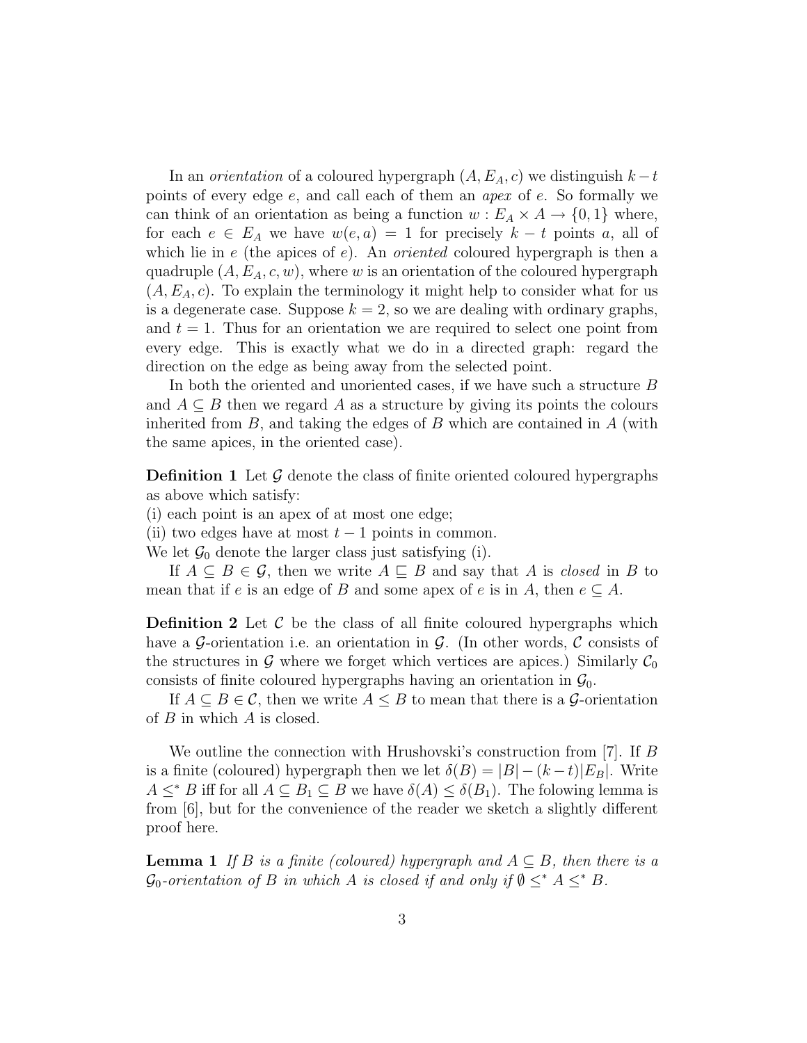In an *orientation* of a coloured hypergraph $(A, E_A, c)$ we distinguish $k-t$ points of every edge $e$, and call each of them an *apex* of $e$. So formally we can think of an orientation as being a function $w : E_A \times A \to \{0, 1\}$ where, for each $e \in E_A$ we have $w(e, a) = 1$ for precisely $k - t$ points $a$, all of which lie in $e$ (the apices of $e$). An *oriented* coloured hypergraph is then a quadruple $(A, E_A, c, w)$, where $w$ is an orientation of the coloured hypergraph $(A, E_A, c)$. To explain the terminology it might help to consider what for us is a degenerate case. Suppose $k = 2$, so we are dealing with ordinary graphs, and $t = 1$. Thus for an orientation we are required to select one point from every edge. This is exactly what we do in a directed graph: regard the direction on the edge as being away from the selected point.

In both the oriented and unoriented cases, if we have such a structure $B$ and $A \subseteq B$ then we regard $A$ as a structure by giving its points the colours inherited from $B$, and taking the edges of $B$ which are contained in $A$ (with the same apices, in the oriented case).

**Definition 1** Let $\mathcal{G}$ denote the class of finite oriented coloured hypergraphs as above which satisfy:
(i) each point is an apex of at most one edge;
(ii) two edges have at most $t - 1$ points in common.
We let $\mathcal{G}_0$ denote the larger class just satisfying (i).

If $A \subseteq B \in \mathcal{G}$, then we write $A \sqsubseteq B$ and say that $A$ is *closed* in $B$ to mean that if $e$ is an edge of $B$ and some apex of $e$ is in $A$, then $e \subseteq A$.

**Definition 2** Let $\mathcal{C}$ be the class of all finite coloured hypergraphs which have a $\mathcal{G}$-orientation i.e. an orientation in $\mathcal{G}$. (In other words, $\mathcal{C}$ consists of the structures in $\mathcal{G}$ where we forget which vertices are apices.) Similarly $\mathcal{C}_0$ consists of finite coloured hypergraphs having an orientation in $\mathcal{G}_0$.

If $A \subseteq B \in \mathcal{C}$, then we write $A \leq B$ to mean that there is a $\mathcal{G}$-orientation of $B$ in which $A$ is closed.

We outline the connection with Hrushovski's construction from [7]. If $B$ is a finite (coloured) hypergraph then we let $\delta(B) = |B| - (k-t)|E_B|$. Write $A \leq^* B$ iff for all $A \subseteq B_1 \subseteq B$ we have $\delta(A) \leq \delta(B_1)$. The folowing lemma is from [6], but for the convenience of the reader we sketch a slightly different proof here.

**Lemma 1** *If $B$ is a finite (coloured) hypergraph and $A \subseteq B$, then there is a $\mathcal{G}_0$-orientation of $B$ in which $A$ is closed if and only if $\emptyset \leq^* A \leq^* B$.*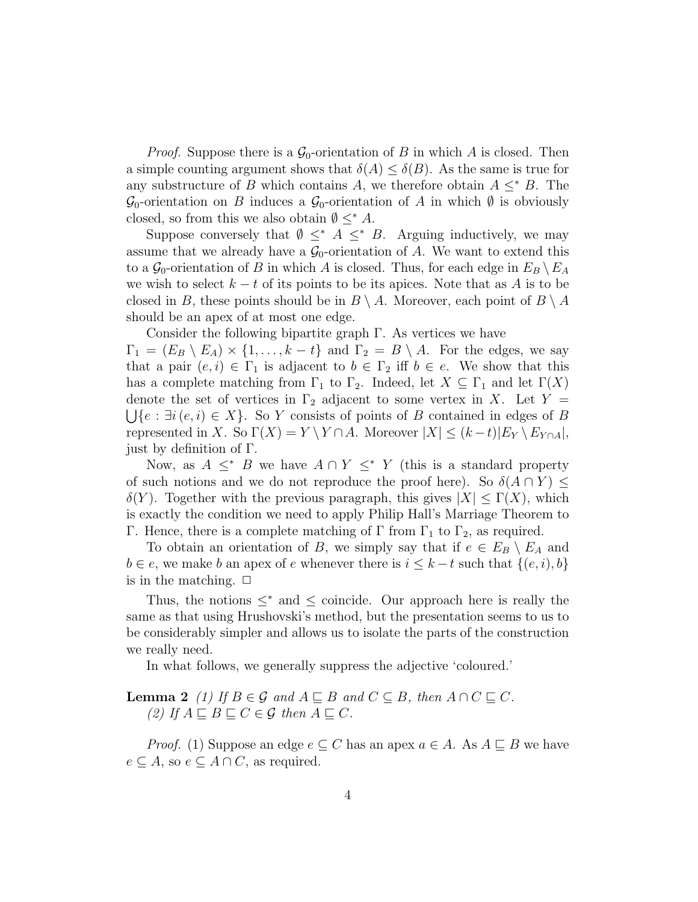*Proof.* Suppose there is a $\mathcal{G}_0$-orientation of $B$ in which $A$ is closed. Then a simple counting argument shows that $\delta(A) \leq \delta(B)$. As the same is true for any substructure of $B$ which contains $A$, we therefore obtain $A \leq^* B$. The $\mathcal{G}_0$-orientation on $B$ induces a $\mathcal{G}_0$-orientation of $A$ in which $\emptyset$ is obviously closed, so from this we also obtain $\emptyset \leq^* A$.

Suppose conversely that $\emptyset \leq^* A \leq^* B$. Arguing inductively, we may assume that we already have a $\mathcal{G}_0$-orientation of $A$. We want to extend this to a $\mathcal{G}_0$-orientation of $B$ in which $A$ is closed. Thus, for each edge in $E_B \setminus E_A$ we wish to select $k - t$ of its points to be its apices. Note that as $A$ is to be closed in $B$, these points should be in $B \setminus A$. Moreover, each point of $B \setminus A$ should be an apex of at most one edge.

Consider the following bipartite graph $\Gamma$. As vertices we have $\Gamma_1 = (E_B \setminus E_A) \times \{1, \ldots, k-t\}$ and $\Gamma_2 = B \setminus A$. For the edges, we say that a pair $(e, i) \in \Gamma_1$ is adjacent to $b \in \Gamma_2$ iff $b \in e$. We show that this has a complete matching from $\Gamma_1$ to $\Gamma_2$. Indeed, let $X \subseteq \Gamma_1$ and let $\Gamma(X)$ denote the set of vertices in $\Gamma_2$ adjacent to some vertex in $X$. Let $Y = \bigcup\{e : \exists i\, (e, i) \in X\}$. So $Y$ consists of points of $B$ contained in edges of $B$ represented in $X$. So $\Gamma(X) = Y \setminus Y \cap A$. Moreover $|X| \leq (k-t)|E_Y \setminus E_{Y \cap A}|$, just by definition of $\Gamma$.

Now, as $A \leq^* B$ we have $A \cap Y \leq^* Y$ (this is a standard property of such notions and we do not reproduce the proof here). So $\delta(A \cap Y) \leq \delta(Y)$. Together with the previous paragraph, this gives $|X| \leq \Gamma(X)$, which is exactly the condition we need to apply Philip Hall's Marriage Theorem to $\Gamma$. Hence, there is a complete matching of $\Gamma$ from $\Gamma_1$ to $\Gamma_2$, as required.

To obtain an orientation of $B$, we simply say that if $e \in E_B \setminus E_A$ and $b \in e$, we make $b$ an apex of $e$ whenever there is $i \leq k - t$ such that $\{(e, i), b\}$ is in the matching. $\square$

Thus, the notions $\leq^*$ and $\leq$ coincide. Our approach here is really the same as that using Hrushovski's method, but the presentation seems to us to be considerably simpler and allows us to isolate the parts of the construction we really need.

In what follows, we generally suppress the adjective 'coloured.'

**Lemma 2** *(1) If $B \in \mathcal{G}$ and $A \sqsubseteq B$ and $C \subseteq B$, then $A \cap C \sqsubseteq C$.*
*(2) If $A \sqsubseteq B \sqsubseteq C \in \mathcal{G}$ then $A \sqsubseteq C$.*

*Proof.* (1) Suppose an edge $e \subseteq C$ has an apex $a \in A$. As $A \sqsubseteq B$ we have $e \subseteq A$, so $e \subseteq A \cap C$, as required.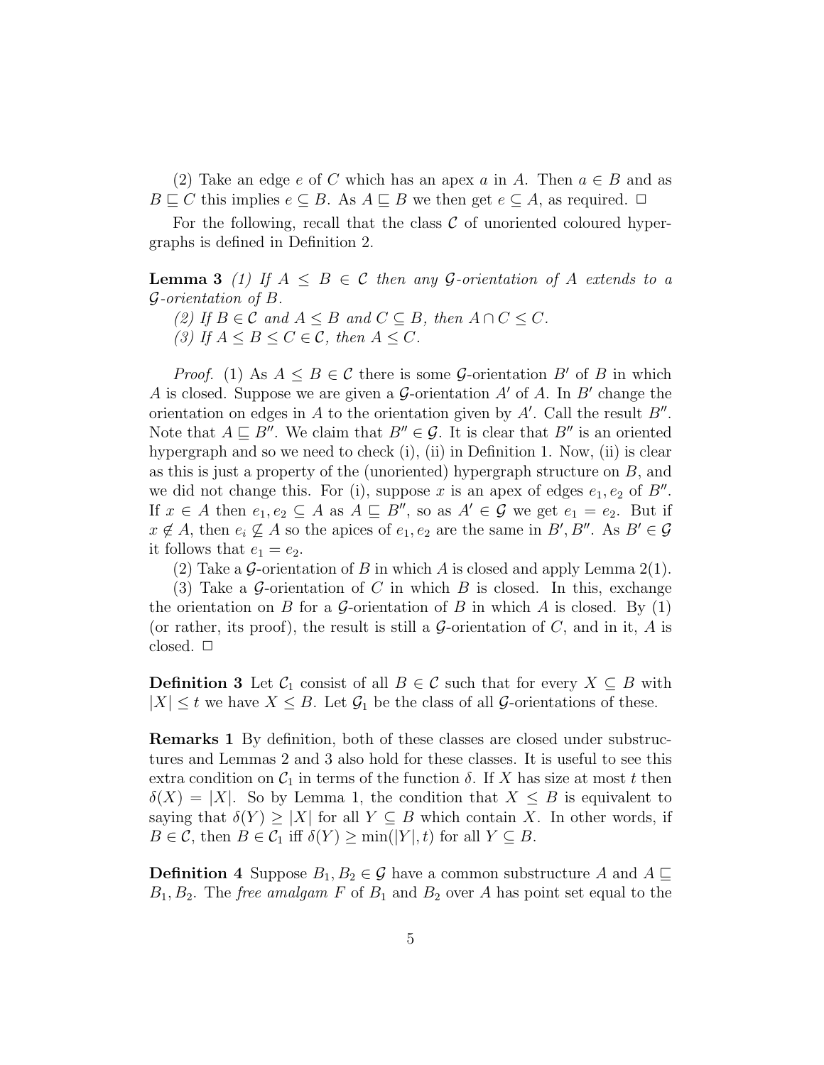(2) Take an edge $e$ of $C$ which has an apex $a$ in $A$. Then $a \in B$ and as $B \sqsubseteq C$ this implies $e \subseteq B$. As $A \sqsubseteq B$ we then get $e \subseteq A$, as required. $\Box$

For the following, recall that the class $\mathcal{C}$ of unoriented coloured hypergraphs is defined in Definition 2.

**Lemma 3** *(1) If $A \leq B \in \mathcal{C}$ then any $\mathcal{G}$-orientation of $A$ extends to a $\mathcal{G}$-orientation of $B$.*

*(2) If $B \in \mathcal{C}$ and $A \leq B$ and $C \subseteq B$, then $A \cap C \leq C$.*

*(3) If $A \leq B \leq C \in \mathcal{C}$, then $A \leq C$.*

*Proof.* (1) As $A \leq B \in \mathcal{C}$ there is some $\mathcal{G}$-orientation $B'$ of $B$ in which $A$ is closed. Suppose we are given a $\mathcal{G}$-orientation $A'$ of $A$. In $B'$ change the orientation on edges in $A$ to the orientation given by $A'$. Call the result $B''$. Note that $A \sqsubseteq B''$. We claim that $B'' \in \mathcal{G}$. It is clear that $B''$ is an oriented hypergraph and so we need to check (i), (ii) in Definition 1. Now, (ii) is clear as this is just a property of the (unoriented) hypergraph structure on $B$, and we did not change this. For (i), suppose $x$ is an apex of edges $e_1, e_2$ of $B''$. If $x \in A$ then $e_1, e_2 \subseteq A$ as $A \sqsubseteq B''$, so as $A' \in \mathcal{G}$ we get $e_1 = e_2$. But if $x \notin A$, then $e_i \not\subseteq A$ so the apices of $e_1, e_2$ are the same in $B', B''$. As $B' \in \mathcal{G}$ it follows that $e_1 = e_2$.

(2) Take a $\mathcal{G}$-orientation of $B$ in which $A$ is closed and apply Lemma 2(1).

(3) Take a $\mathcal{G}$-orientation of $C$ in which $B$ is closed. In this, exchange the orientation on $B$ for a $\mathcal{G}$-orientation of $B$ in which $A$ is closed. By (1) (or rather, its proof), the result is still a $\mathcal{G}$-orientation of $C$, and in it, $A$ is closed. $\Box$

**Definition 3** Let $\mathcal{C}_1$ consist of all $B \in \mathcal{C}$ such that for every $X \subseteq B$ with $|X| \leq t$ we have $X \leq B$. Let $\mathcal{G}_1$ be the class of all $\mathcal{G}$-orientations of these.

**Remarks 1** By definition, both of these classes are closed under substructures and Lemmas 2 and 3 also hold for these classes. It is useful to see this extra condition on $\mathcal{C}_1$ in terms of the function $\delta$. If $X$ has size at most $t$ then $\delta(X) = |X|$. So by Lemma 1, the condition that $X \leq B$ is equivalent to saying that $\delta(Y) \geq |X|$ for all $Y \subseteq B$ which contain $X$. In other words, if $B \in \mathcal{C}$, then $B \in \mathcal{C}_1$ iff $\delta(Y) \geq \min(|Y|, t)$ for all $Y \subseteq B$.

**Definition 4** Suppose $B_1, B_2 \in \mathcal{G}$ have a common substructure $A$ and $A \sqsubseteq B_1, B_2$. The *free amalgam* $F$ of $B_1$ and $B_2$ over $A$ has point set equal to the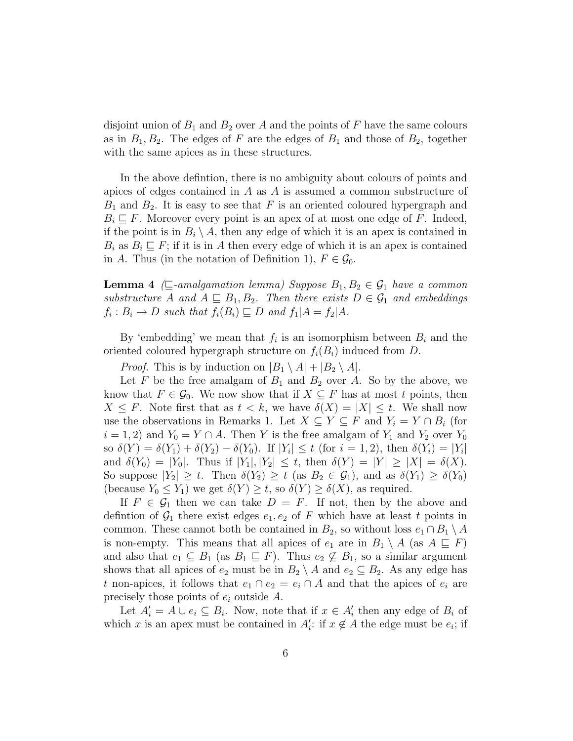disjoint union of $B_1$ and $B_2$ over $A$ and the points of $F$ have the same colours as in $B_1, B_2$. The edges of $F$ are the edges of $B_1$ and those of $B_2$, together with the same apices as in these structures.

In the above defintion, there is no ambiguity about colours of points and apices of edges contained in $A$ as $A$ is assumed a common substructure of $B_1$ and $B_2$. It is easy to see that $F$ is an oriented coloured hypergraph and $B_i \sqsubseteq F$. Moreover every point is an apex of at most one edge of $F$. Indeed, if the point is in $B_i \setminus A$, then any edge of which it is an apex is contained in $B_i$ as $B_i \sqsubseteq F$; if it is in $A$ then every edge of which it is an apex is contained in $A$. Thus (in the notation of Definition 1), $F \in \mathcal{G}_0$.

**Lemma 4** *($\sqsubseteq$-amalgamation lemma) Suppose $B_1, B_2 \in \mathcal{G}_1$ have a common substructure $A$ and $A \sqsubseteq B_1, B_2$. Then there exists $D \in \mathcal{G}_1$ and embeddings $f_i : B_i \to D$ such that $f_i(B_i) \sqsubseteq D$ and $f_1|A = f_2|A$.*

By 'embedding' we mean that $f_i$ is an isomorphism between $B_i$ and the oriented coloured hypergraph structure on $f_i(B_i)$ induced from $D$.

*Proof.* This is by induction on $|B_1 \setminus A| + |B_2 \setminus A|$.

Let $F$ be the free amalgam of $B_1$ and $B_2$ over $A$. So by the above, we know that $F \in \mathcal{G}_0$. We now show that if $X \subseteq F$ has at most $t$ points, then $X \leq F$. Note first that as $t < k$, we have $\delta(X) = |X| \leq t$. We shall now use the observations in Remarks 1. Let $X \subseteq Y \subseteq F$ and $Y_i = Y \cap B_i$ (for $i = 1, 2$) and $Y_0 = Y \cap A$. Then $Y$ is the free amalgam of $Y_1$ and $Y_2$ over $Y_0$ so $\delta(Y) = \delta(Y_1) + \delta(Y_2) - \delta(Y_0)$. If $|Y_i| \leq t$ (for $i = 1, 2$), then $\delta(Y_i) = |Y_i|$ and $\delta(Y_0) = |Y_0|$. Thus if $|Y_1|, |Y_2| \leq t$, then $\delta(Y) = |Y| \geq |X| = \delta(X)$. So suppose $|Y_2| \geq t$. Then $\delta(Y_2) \geq t$ (as $B_2 \in \mathcal{G}_1$), and as $\delta(Y_1) \geq \delta(Y_0)$ (because $Y_0 \leq Y_1$) we get $\delta(Y) \geq t$, so $\delta(Y) \geq \delta(X)$, as required.

If $F \in \mathcal{G}_1$ then we can take $D = F$. If not, then by the above and defintion of $\mathcal{G}_1$ there exist edges $e_1, e_2$ of $F$ which have at least $t$ points in common. These cannot both be contained in $B_2$, so without loss $e_1 \cap B_1 \setminus A$ is non-empty. This means that all apices of $e_1$ are in $B_1 \setminus A$ (as $A \sqsubseteq F$) and also that $e_1 \subseteq B_1$ (as $B_1 \sqsubseteq F$). Thus $e_2 \not\subseteq B_1$, so a similar argument shows that all apices of $e_2$ must be in $B_2 \setminus A$ and $e_2 \subseteq B_2$. As any edge has $t$ non-apices, it follows that $e_1 \cap e_2 = e_i \cap A$ and that the apices of $e_i$ are precisely those points of $e_i$ outside $A$.

Let $A_i' = A \cup e_i \subseteq B_i$. Now, note that if $x \in A_i'$ then any edge of $B_i$ of which $x$ is an apex must be contained in $A_i'$: if $x \notin A$ the edge must be $e_i$; if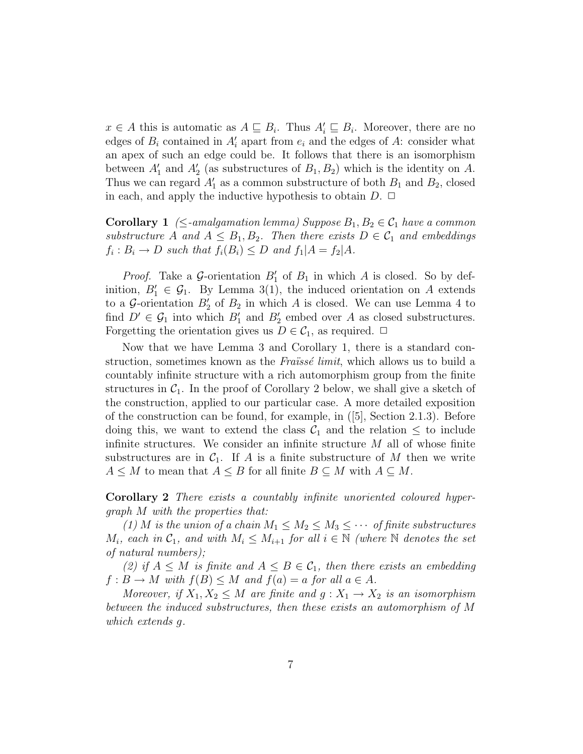$x \in A$ this is automatic as $A \sqsubseteq B_i$. Thus $A'_i \sqsubseteq B_i$. Moreover, there are no edges of $B_i$ contained in $A'_i$ apart from $e_i$ and the edges of $A$: consider what an apex of such an edge could be. It follows that there is an isomorphism between $A'_1$ and $A'_2$ (as substructures of $B_1, B_2$) which is the identity on $A$. Thus we can regard $A'_1$ as a common substructure of both $B_1$ and $B_2$, closed in each, and apply the inductive hypothesis to obtain $D$. $\square$

**Corollary 1** *($\leq$-amalgamation lemma) Suppose $B_1, B_2 \in \mathcal{C}_1$ have a common substructure $A$ and $A \leq B_1, B_2$. Then there exists $D \in \mathcal{C}_1$ and embeddings $f_i : B_i \to D$ such that $f_i(B_i) \leq D$ and $f_1|A = f_2|A$.*

*Proof.* Take a $\mathcal{G}$-orientation $B'_1$ of $B_1$ in which $A$ is closed. So by definition, $B'_1 \in \mathcal{G}_1$. By Lemma 3(1), the induced orientation on $A$ extends to a $\mathcal{G}$-orientation $B'_2$ of $B_2$ in which $A$ is closed. We can use Lemma 4 to find $D' \in \mathcal{G}_1$ into which $B'_1$ and $B'_2$ embed over $A$ as closed substructures. Forgetting the orientation gives us $D \in \mathcal{C}_1$, as required. $\square$

Now that we have Lemma 3 and Corollary 1, there is a standard construction, sometimes known as the *Fraïssé limit*, which allows us to build a countably infinite structure with a rich automorphism group from the finite structures in $\mathcal{C}_1$. In the proof of Corollary 2 below, we shall give a sketch of the construction, applied to our particular case. A more detailed exposition of the construction can be found, for example, in ([5], Section 2.1.3). Before doing this, we want to extend the class $\mathcal{C}_1$ and the relation $\leq$ to include infinite structures. We consider an infinite structure $M$ all of whose finite substructures are in $\mathcal{C}_1$. If $A$ is a finite substructure of $M$ then we write $A \leq M$ to mean that $A \leq B$ for all finite $B \subseteq M$ with $A \subseteq M$.

**Corollary 2** *There exists a countably infinite unoriented coloured hypergraph $M$ with the properties that:*

*(1) $M$ is the union of a chain $M_1 \leq M_2 \leq M_3 \leq \cdots$ of finite substructures $M_i$, each in $\mathcal{C}_1$, and with $M_i \leq M_{i+1}$ for all $i \in \mathbb{N}$ (where $\mathbb{N}$ denotes the set of natural numbers);*

*(2) if $A \leq M$ is finite and $A \leq B \in \mathcal{C}_1$, then there exists an embedding $f : B \to M$ with $f(B) \leq M$ and $f(a) = a$ for all $a \in A$.*

*Moreover, if $X_1, X_2 \leq M$ are finite and $g : X_1 \to X_2$ is an isomorphism between the induced substructures, then these exists an automorphism of $M$ which extends $g$.*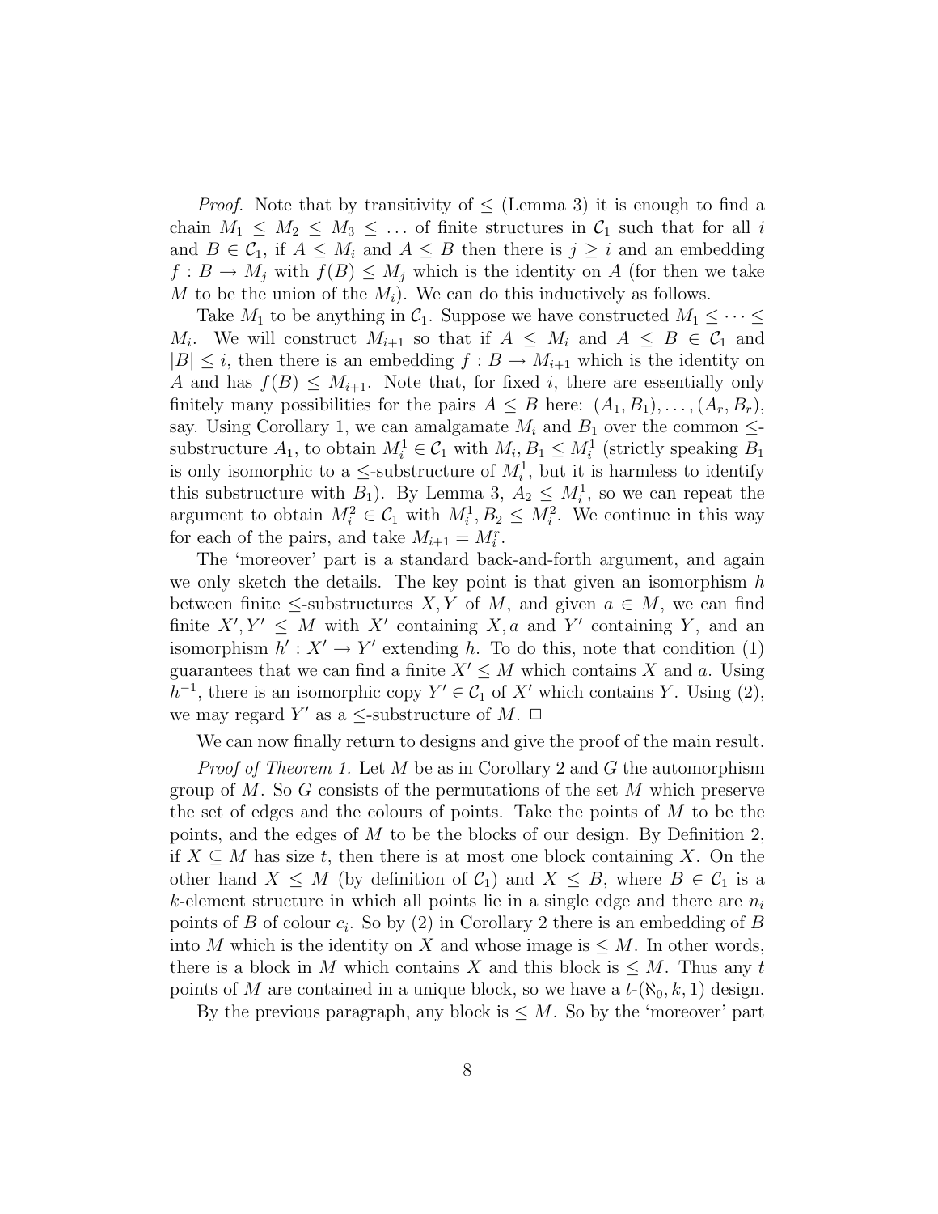*Proof.* Note that by transitivity of $\leq$ (Lemma 3) it is enough to find a chain $M_1 \leq M_2 \leq M_3 \leq \ldots$ of finite structures in $\mathcal{C}_1$ such that for all $i$ and $B \in \mathcal{C}_1$, if $A \leq M_i$ and $A \leq B$ then there is $j \geq i$ and an embedding $f : B \to M_j$ with $f(B) \leq M_j$ which is the identity on $A$ (for then we take $M$ to be the union of the $M_i$). We can do this inductively as follows.

Take $M_1$ to be anything in $\mathcal{C}_1$. Suppose we have constructed $M_1 \leq \cdots \leq M_i$. We will construct $M_{i+1}$ so that if $A \leq M_i$ and $A \leq B \in \mathcal{C}_1$ and $|B| \leq i$, then there is an embedding $f : B \to M_{i+1}$ which is the identity on $A$ and has $f(B) \leq M_{i+1}$. Note that, for fixed $i$, there are essentially only finitely many possibilities for the pairs $A \leq B$ here: $(A_1, B_1), \ldots, (A_r, B_r)$, say. Using Corollary 1, we can amalgamate $M_i$ and $B_1$ over the common $\leq$-substructure $A_1$, to obtain $M_i^1 \in \mathcal{C}_1$ with $M_i, B_1 \leq M_i^1$ (strictly speaking $B_1$ is only isomorphic to a $\leq$-substructure of $M_i^1$, but it is harmless to identify this substructure with $B_1$). By Lemma 3, $A_2 \leq M_i^1$, so we can repeat the argument to obtain $M_i^2 \in \mathcal{C}_1$ with $M_i^1, B_2 \leq M_i^2$. We continue in this way for each of the pairs, and take $M_{i+1} = M_i^r$.

The 'moreover' part is a standard back-and-forth argument, and again we only sketch the details. The key point is that given an isomorphism $h$ between finite $\leq$-substructures $X, Y$ of $M$, and given $a \in M$, we can find finite $X', Y' \leq M$ with $X'$ containing $X, a$ and $Y'$ containing $Y$, and an isomorphism $h' : X' \to Y'$ extending $h$. To do this, note that condition (1) guarantees that we can find a finite $X' \leq M$ which contains $X$ and $a$. Using $h^{-1}$, there is an isomorphic copy $Y' \in \mathcal{C}_1$ of $X'$ which contains $Y$. Using (2), we may regard $Y'$ as a $\leq$-substructure of $M$. $\square$

We can now finally return to designs and give the proof of the main result.

*Proof of Theorem 1.* Let $M$ be as in Corollary 2 and $G$ the automorphism group of $M$. So $G$ consists of the permutations of the set $M$ which preserve the set of edges and the colours of points. Take the points of $M$ to be the points, and the edges of $M$ to be the blocks of our design. By Definition 2, if $X \subseteq M$ has size $t$, then there is at most one block containing $X$. On the other hand $X \leq M$ (by definition of $\mathcal{C}_1$) and $X \leq B$, where $B \in \mathcal{C}_1$ is a $k$-element structure in which all points lie in a single edge and there are $n_i$ points of $B$ of colour $c_i$. So by (2) in Corollary 2 there is an embedding of $B$ into $M$ which is the identity on $X$ and whose image is $\leq M$. In other words, there is a block in $M$ which contains $X$ and this block is $\leq M$. Thus any $t$ points of $M$ are contained in a unique block, so we have a $t$-$(\aleph_0, k, 1)$ design.

By the previous paragraph, any block is $\leq M$. So by the 'moreover' part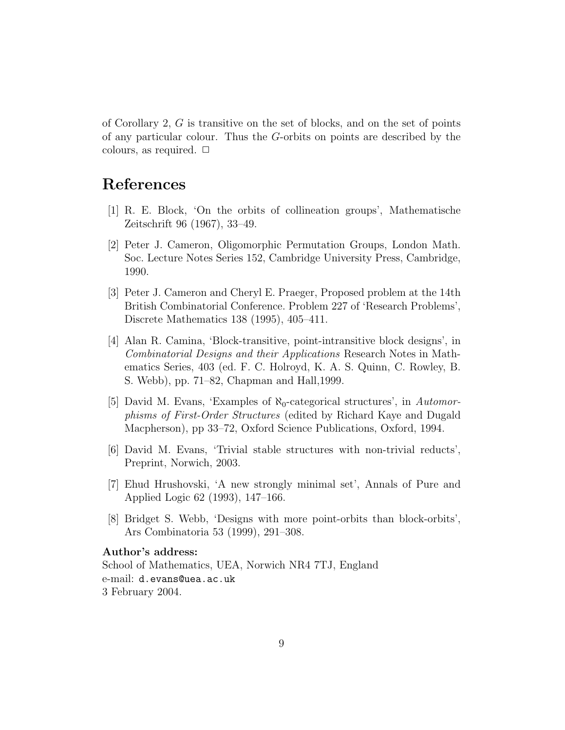of Corollary 2, $G$ is transitive on the set of blocks, and on the set of points of any particular colour. Thus the $G$-orbits on points are described by the colours, as required. □

## References

[1] R. E. Block, 'On the orbits of collineation groups', Mathematische Zeitschrift 96 (1967), 33–49.

[2] Peter J. Cameron, Oligomorphic Permutation Groups, London Math. Soc. Lecture Notes Series 152, Cambridge University Press, Cambridge, 1990.

[3] Peter J. Cameron and Cheryl E. Praeger, Proposed problem at the 14th British Combinatorial Conference. Problem 227 of 'Research Problems', Discrete Mathematics 138 (1995), 405–411.

[4] Alan R. Camina, 'Block-transitive, point-intransitive block designs', in *Combinatorial Designs and their Applications* Research Notes in Mathematics Series, 403 (ed. F. C. Holroyd, K. A. S. Quinn, C. Rowley, B. S. Webb), pp. 71–82, Chapman and Hall,1999.

[5] David M. Evans, 'Examples of $\aleph_0$-categorical structures', in *Automorphisms of First-Order Structures* (edited by Richard Kaye and Dugald Macpherson), pp 33–72, Oxford Science Publications, Oxford, 1994.

[6] David M. Evans, 'Trivial stable structures with non-trivial reducts', Preprint, Norwich, 2003.

[7] Ehud Hrushovski, 'A new strongly minimal set', Annals of Pure and Applied Logic 62 (1993), 147–166.

[8] Bridget S. Webb, 'Designs with more point-orbits than block-orbits', Ars Combinatoria 53 (1999), 291–308.

**Author's address:**
School of Mathematics, UEA, Norwich NR4 7TJ, England
e-mail: d.evans@uea.ac.uk
3 February 2004.